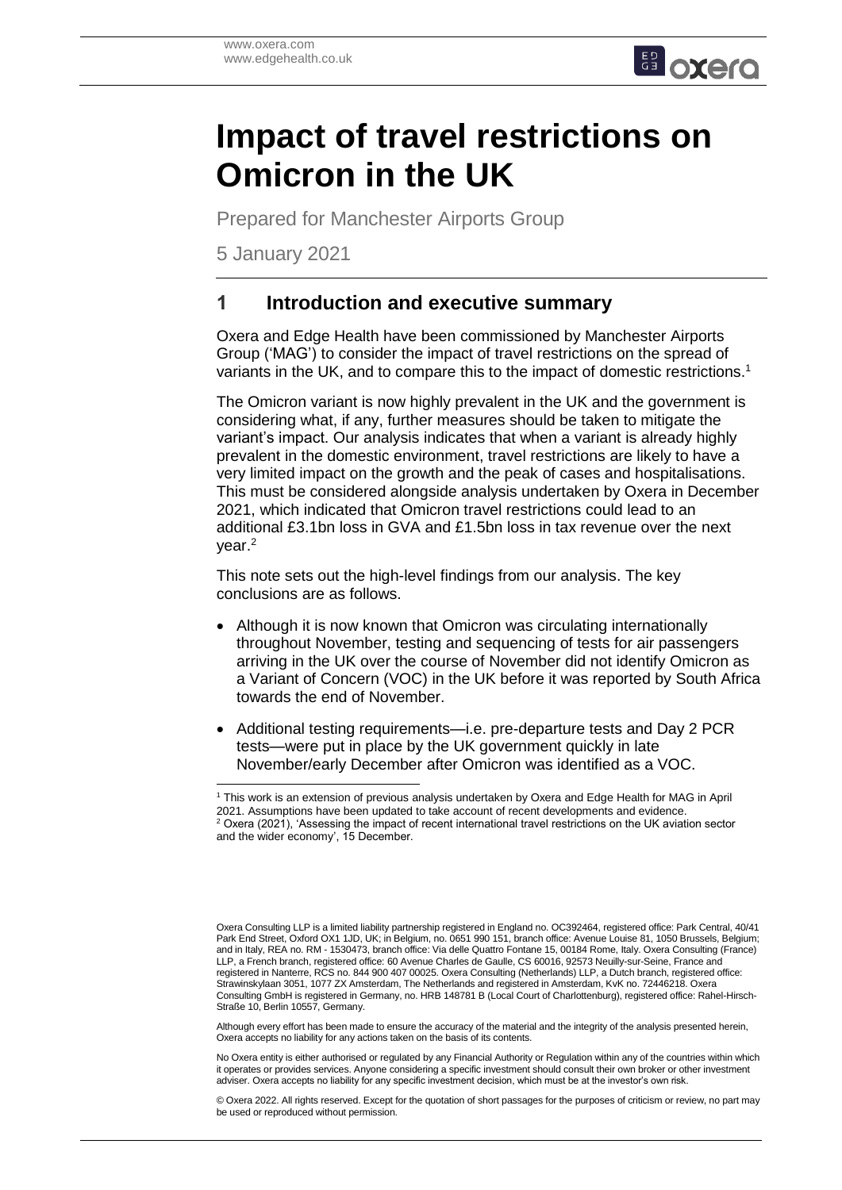www.oxera.com
www.edgehealth.co.uk

# Impact of travel restrictions on Omicron in the UK

Prepared for Manchester Airports Group

5 January 2021

## 1 Introduction and executive summary

Oxera and Edge Health have been commissioned by Manchester Airports Group ('MAG') to consider the impact of travel restrictions on the spread of variants in the UK, and to compare this to the impact of domestic restrictions.[1]

The Omicron variant is now highly prevalent in the UK and the government is considering what, if any, further measures should be taken to mitigate the variant's impact. Our analysis indicates that when a variant is already highly prevalent in the domestic environment, travel restrictions are likely to have a very limited impact on the growth and the peak of cases and hospitalisations. This must be considered alongside analysis undertaken by Oxera in December 2021, which indicated that Omicron travel restrictions could lead to an additional £3.1bn loss in GVA and £1.5bn loss in tax revenue over the next year.[2]

This note sets out the high-level findings from our analysis. The key conclusions are as follows.

- Although it is now known that Omicron was circulating internationally throughout November, testing and sequencing of tests for air passengers arriving in the UK over the course of November did not identify Omicron as a Variant of Concern (VOC) in the UK before it was reported by South Africa towards the end of November.
- Additional testing requirements—i.e. pre-departure tests and Day 2 PCR tests—were put in place by the UK government quickly in late November/early December after Omicron was identified as a VOC.

[1] This work is an extension of previous analysis undertaken by Oxera and Edge Health for MAG in April 2021. Assumptions have been updated to take account of recent developments and evidence.
[2] Oxera (2021), 'Assessing the impact of recent international travel restrictions on the UK aviation sector and the wider economy', 15 December.

Oxera Consulting LLP is a limited liability partnership registered in England no. OC392464, registered office: Park Central, 40/41 Park End Street, Oxford OX1 1JD, UK; in Belgium, no. 0651 990 151, branch office: Avenue Louise 81, 1050 Brussels, Belgium; and in Italy, REA no. RM - 1530473, branch office: Via delle Quattro Fontane 15, 00184 Rome, Italy. Oxera Consulting (France) LLP, a French branch, registered office: 60 Avenue Charles de Gaulle, CS 60016, 92573 Neuilly-sur-Seine, France and registered in Nanterre, RCS no. 844 900 407 00025. Oxera Consulting (Netherlands) LLP, a Dutch branch, registered office: Strawinskylaan 3051, 1077 ZX Amsterdam, The Netherlands and registered in Amsterdam, KvK no. 72446218. Oxera Consulting GmbH is registered in Germany, no. HRB 148781 B (Local Court of Charlottenburg), registered office: Rahel-Hirsch-Straße 10, Berlin 10557, Germany.

Although every effort has been made to ensure the accuracy of the material and the integrity of the analysis presented herein, Oxera accepts no liability for any actions taken on the basis of its contents.

No Oxera entity is either authorised or regulated by any Financial Authority or Regulation within any of the countries within which it operates or provides services. Anyone considering a specific investment should consult their own broker or other investment adviser. Oxera accepts no liability for any specific investment decision, which must be at the investor's own risk.

© Oxera 2022. All rights reserved. Except for the quotation of short passages for the purposes of criticism or review, no part may be used or reproduced without permission.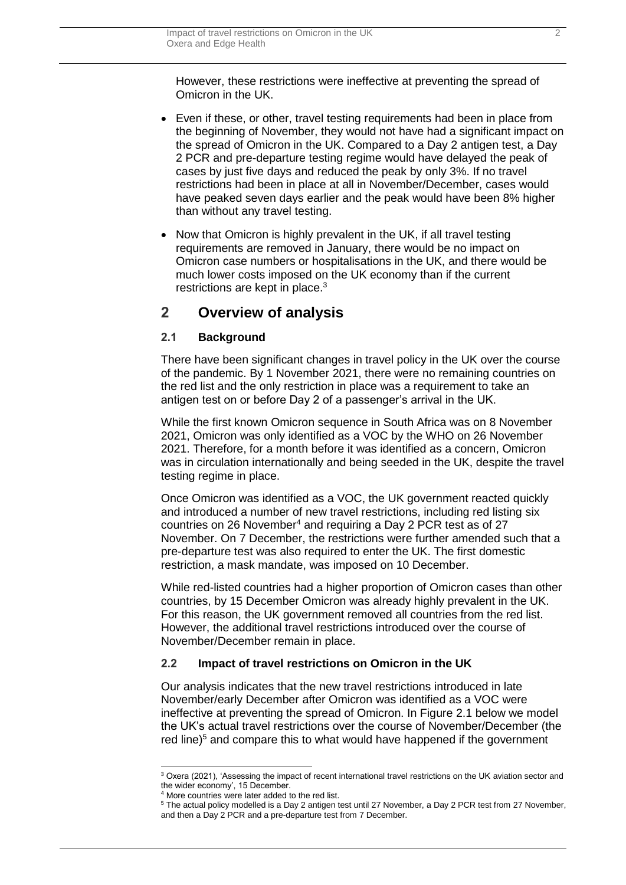However, these restrictions were ineffective at preventing the spread of Omicron in the UK.

- Even if these, or other, travel testing requirements had been in place from the beginning of November, they would not have had a significant impact on the spread of Omicron in the UK. Compared to a Day 2 antigen test, a Day 2 PCR and pre-departure testing regime would have delayed the peak of cases by just five days and reduced the peak by only 3%. If no travel restrictions had been in place at all in November/December, cases would have peaked seven days earlier and the peak would have been 8% higher than without any travel testing.
- Now that Omicron is highly prevalent in the UK, if all travel testing requirements are removed in January, there would be no impact on Omicron case numbers or hospitalisations in the UK, and there would be much lower costs imposed on the UK economy than if the current restrictions are kept in place.[3]

## 2 Overview of analysis

### 2.1 Background

There have been significant changes in travel policy in the UK over the course of the pandemic. By 1 November 2021, there were no remaining countries on the red list and the only restriction in place was a requirement to take an antigen test on or before Day 2 of a passenger's arrival in the UK.

While the first known Omicron sequence in South Africa was on 8 November 2021, Omicron was only identified as a VOC by the WHO on 26 November 2021. Therefore, for a month before it was identified as a concern, Omicron was in circulation internationally and being seeded in the UK, despite the travel testing regime in place.

Once Omicron was identified as a VOC, the UK government reacted quickly and introduced a number of new travel restrictions, including red listing six countries on 26 November[4] and requiring a Day 2 PCR test as of 27 November. On 7 December, the restrictions were further amended such that a pre-departure test was also required to enter the UK. The first domestic restriction, a mask mandate, was imposed on 10 December.

While red-listed countries had a higher proportion of Omicron cases than other countries, by 15 December Omicron was already highly prevalent in the UK. For this reason, the UK government removed all countries from the red list. However, the additional travel restrictions introduced over the course of November/December remain in place.

### 2.2 Impact of travel restrictions on Omicron in the UK

Our analysis indicates that the new travel restrictions introduced in late November/early December after Omicron was identified as a VOC were ineffective at preventing the spread of Omicron. In Figure 2.1 below we model the UK's actual travel restrictions over the course of November/December (the red line)[5] and compare this to what would have happened if the government

---

[3] Oxera (2021), 'Assessing the impact of recent international travel restrictions on the UK aviation sector and the wider economy', 15 December.

[4] More countries were later added to the red list.

[5] The actual policy modelled is a Day 2 antigen test until 27 November, a Day 2 PCR test from 27 November, and then a Day 2 PCR and a pre-departure test from 7 December.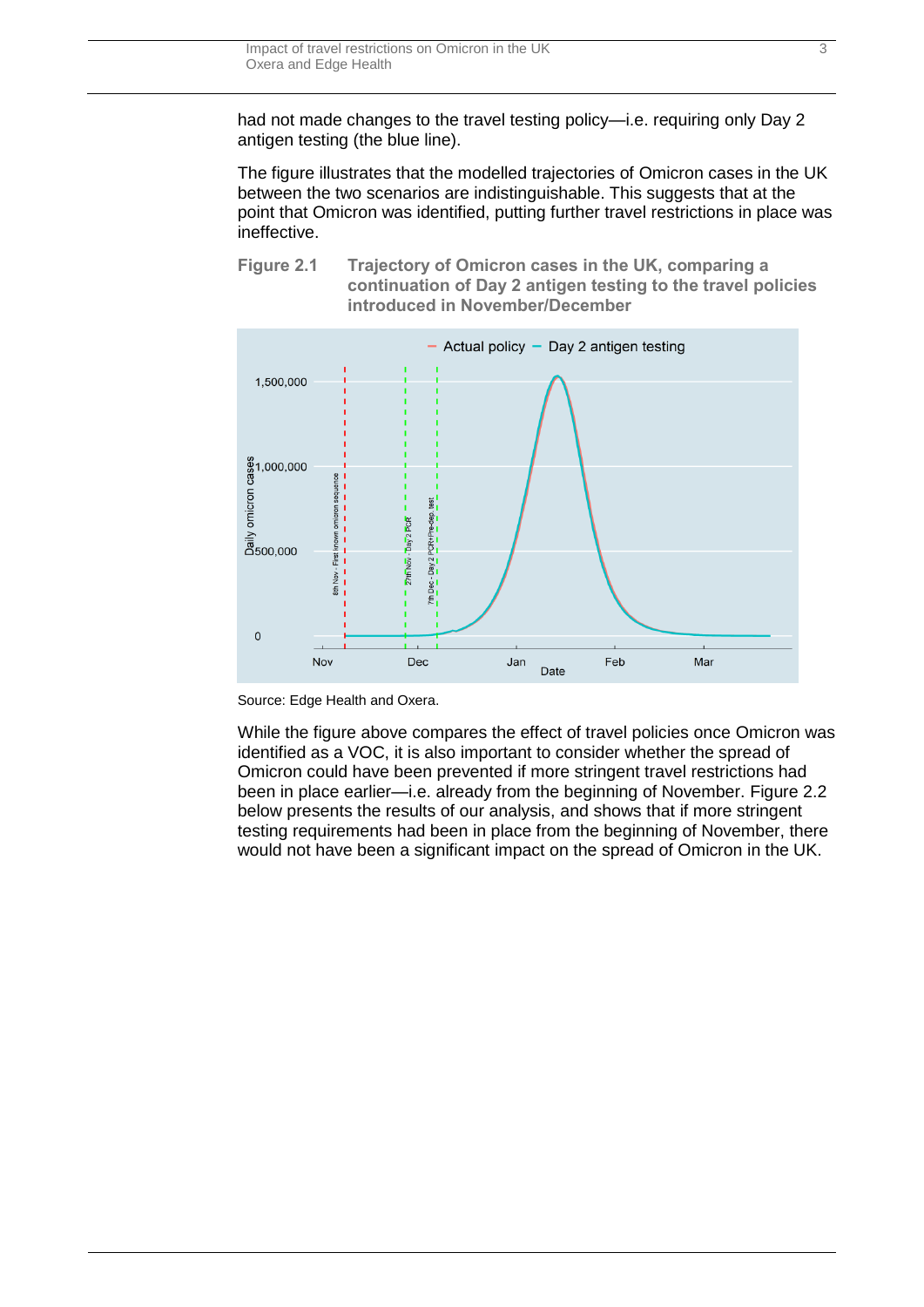had not made changes to the travel testing policy—i.e. requiring only Day 2 antigen testing (the blue line).

The figure illustrates that the modelled trajectories of Omicron cases in the UK between the two scenarios are indistinguishable. This suggests that at the point that Omicron was identified, putting further travel restrictions in place was ineffective.

**Figure 2.1 Trajectory of Omicron cases in the UK, comparing a continuation of Day 2 antigen testing to the travel policies introduced in November/December**

Source: Edge Health and Oxera.

While the figure above compares the effect of travel policies once Omicron was identified as a VOC, it is also important to consider whether the spread of Omicron could have been prevented if more stringent travel restrictions had been in place earlier—i.e. already from the beginning of November. Figure 2.2 below presents the results of our analysis, and shows that if more stringent testing requirements had been in place from the beginning of November, there would not have been a significant impact on the spread of Omicron in the UK.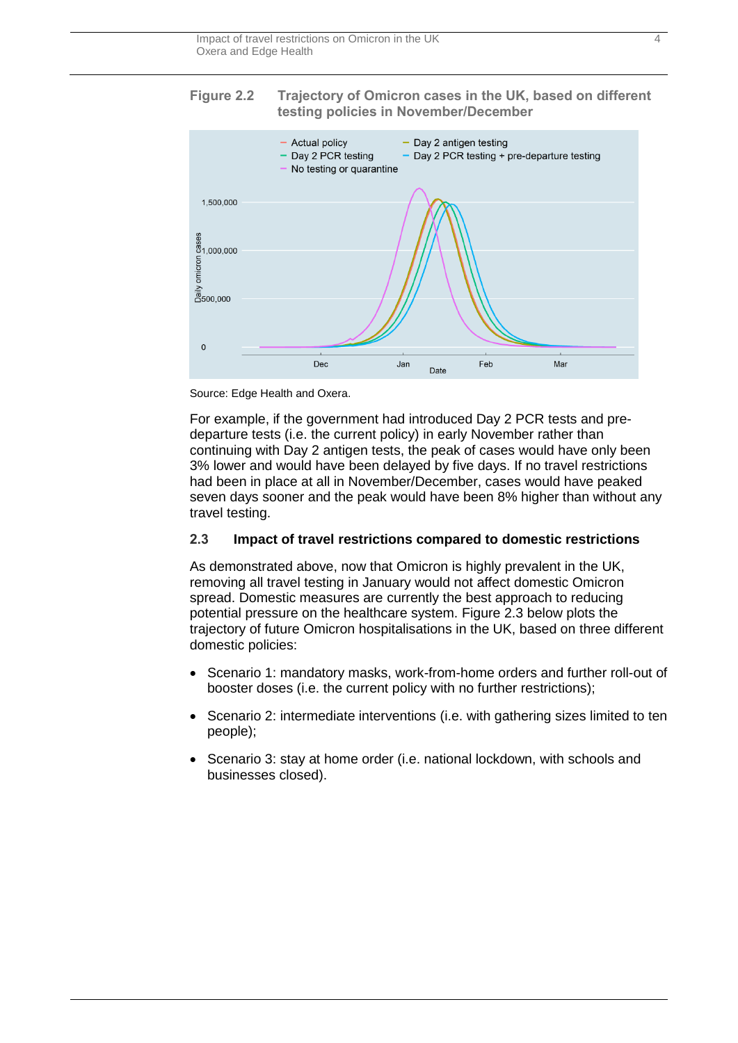**Figure 2.2 Trajectory of Omicron cases in the UK, based on different testing policies in November/December**

Source: Edge Health and Oxera.

For example, if the government had introduced Day 2 PCR tests and pre-departure tests (i.e. the current policy) in early November rather than continuing with Day 2 antigen tests, the peak of cases would have only been 3% lower and would have been delayed by five days. If no travel restrictions had been in place at all in November/December, cases would have peaked seven days sooner and the peak would have been 8% higher than without any travel testing.

## 2.3 Impact of travel restrictions compared to domestic restrictions

As demonstrated above, now that Omicron is highly prevalent in the UK, removing all travel testing in January would not affect domestic Omicron spread. Domestic measures are currently the best approach to reducing potential pressure on the healthcare system. Figure 2.3 below plots the trajectory of future Omicron hospitalisations in the UK, based on three different domestic policies:

- Scenario 1: mandatory masks, work-from-home orders and further roll-out of booster doses (i.e. the current policy with no further restrictions);
- Scenario 2: intermediate interventions (i.e. with gathering sizes limited to ten people);
- Scenario 3: stay at home order (i.e. national lockdown, with schools and businesses closed).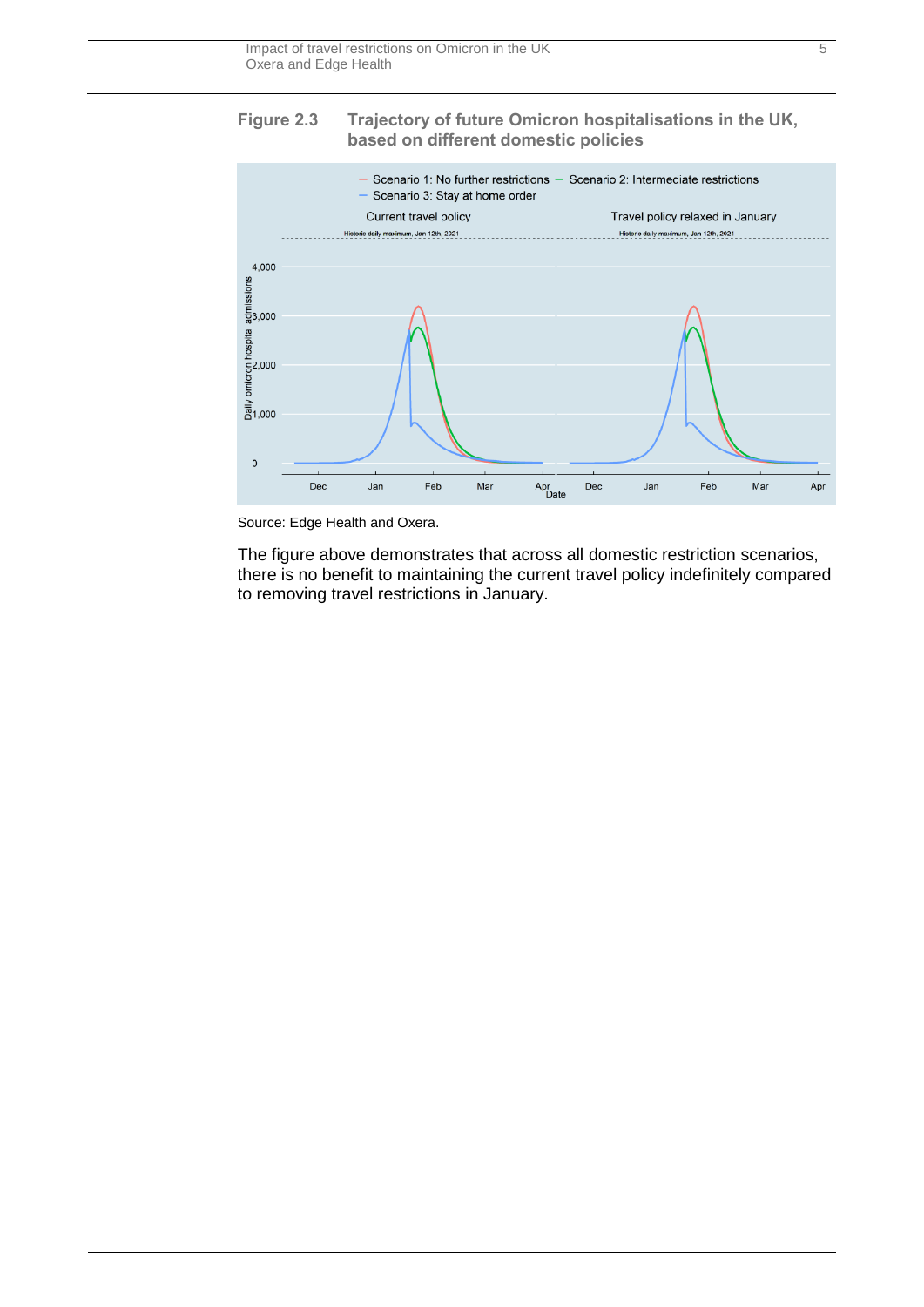**Figure 2.3 Trajectory of future Omicron hospitalisations in the UK, based on different domestic policies**

Scenario 1: No further restrictions
Scenario 2: Intermediate restrictions
Scenario 3: Stay at home order

Current travel policy
Travel policy relaxed in January

Historic daily maximum, Jan 12th, 2021

Daily omicron hospital admissions

4,000
3,000
2,000
1,000
0

Dec Jan Feb Mar Apr

Date

Source: Edge Health and Oxera.

The figure above demonstrates that across all domestic restriction scenarios, there is no benefit to maintaining the current travel policy indefinitely compared to removing travel restrictions in January.